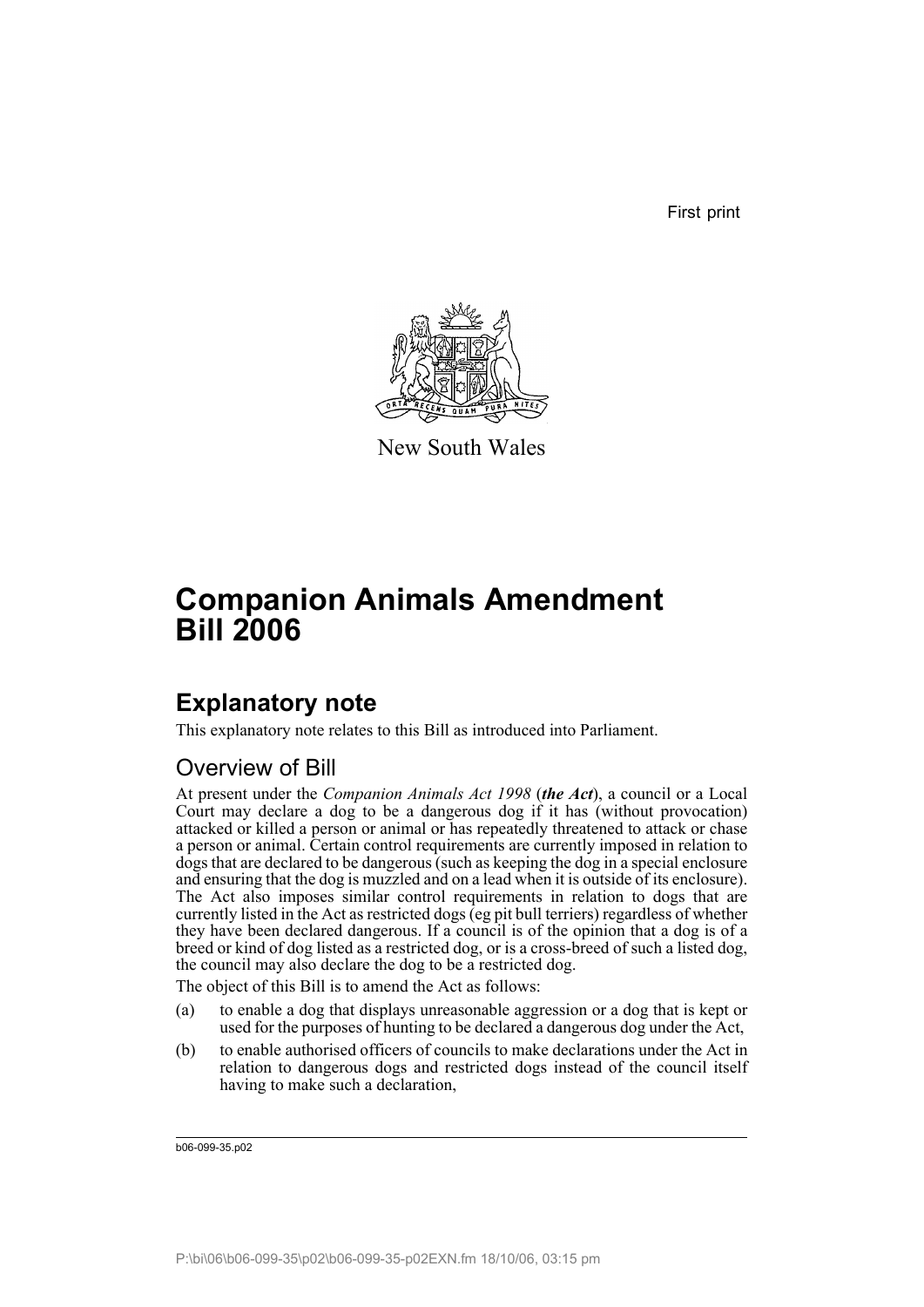First print

New South Wales

# Companion Animals Amendment Bill 2006

## Explanatory note

This explanatory note relates to this Bill as introduced into Parliament.

### Overview of Bill

At present under the *Companion Animals Act 1998* (***the Act***), a council or a Local Court may declare a dog to be a dangerous dog if it has (without provocation) attacked or killed a person or animal or has repeatedly threatened to attack or chase a person or animal. Certain control requirements are currently imposed in relation to dogs that are declared to be dangerous (such as keeping the dog in a special enclosure and ensuring that the dog is muzzled and on a lead when it is outside of its enclosure). The Act also imposes similar control requirements in relation to dogs that are currently listed in the Act as restricted dogs (eg pit bull terriers) regardless of whether they have been declared dangerous. If a council is of the opinion that a dog is of a breed or kind of dog listed as a restricted dog, or is a cross-breed of such a listed dog, the council may also declare the dog to be a restricted dog.

The object of this Bill is to amend the Act as follows:

(a) to enable a dog that displays unreasonable aggression or a dog that is kept or used for the purposes of hunting to be declared a dangerous dog under the Act,

(b) to enable authorised officers of councils to make declarations under the Act in relation to dangerous dogs and restricted dogs instead of the council itself having to make such a declaration,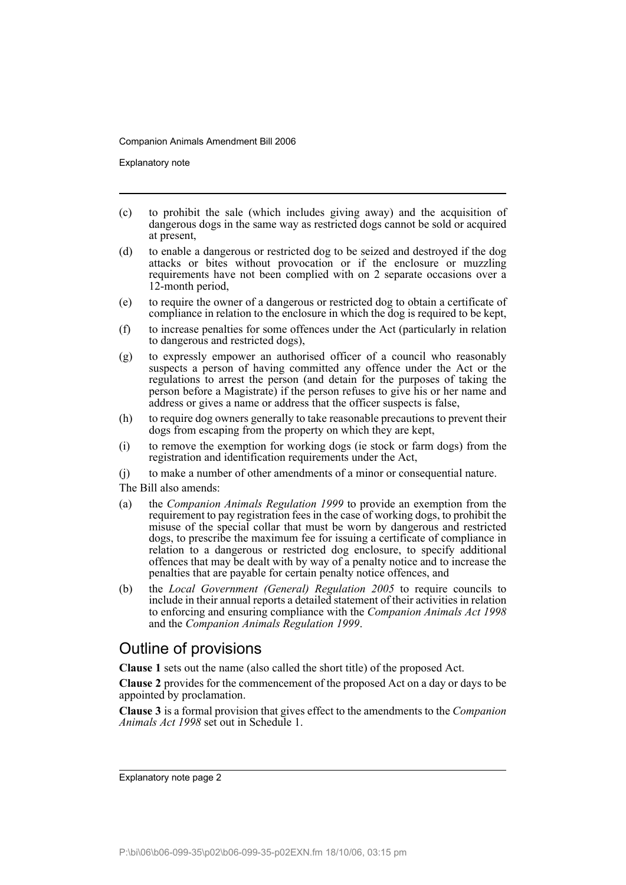(c) to prohibit the sale (which includes giving away) and the acquisition of dangerous dogs in the same way as restricted dogs cannot be sold or acquired at present,

(d) to enable a dangerous or restricted dog to be seized and destroyed if the dog attacks or bites without provocation or if the enclosure or muzzling requirements have not been complied with on 2 separate occasions over a 12-month period,

(e) to require the owner of a dangerous or restricted dog to obtain a certificate of compliance in relation to the enclosure in which the dog is required to be kept,

(f) to increase penalties for some offences under the Act (particularly in relation to dangerous and restricted dogs),

(g) to expressly empower an authorised officer of a council who reasonably suspects a person of having committed any offence under the Act or the regulations to arrest the person (and detain for the purposes of taking the person before a Magistrate) if the person refuses to give his or her name and address or gives a name or address that the officer suspects is false,

(h) to require dog owners generally to take reasonable precautions to prevent their dogs from escaping from the property on which they are kept,

(i) to remove the exemption for working dogs (ie stock or farm dogs) from the registration and identification requirements under the Act,

(j) to make a number of other amendments of a minor or consequential nature.

The Bill also amends:

(a) the *Companion Animals Regulation 1999* to provide an exemption from the requirement to pay registration fees in the case of working dogs, to prohibit the misuse of the special collar that must be worn by dangerous and restricted dogs, to prescribe the maximum fee for issuing a certificate of compliance in relation to a dangerous or restricted dog enclosure, to specify additional offences that may be dealt with by way of a penalty notice and to increase the penalties that are payable for certain penalty notice offences, and

(b) the *Local Government (General) Regulation 2005* to require councils to include in their annual reports a detailed statement of their activities in relation to enforcing and ensuring compliance with the *Companion Animals Act 1998* and the *Companion Animals Regulation 1999*.

## Outline of provisions

**Clause 1** sets out the name (also called the short title) of the proposed Act.

**Clause 2** provides for the commencement of the proposed Act on a day or days to be appointed by proclamation.

**Clause 3** is a formal provision that gives effect to the amendments to the *Companion Animals Act 1998* set out in Schedule 1.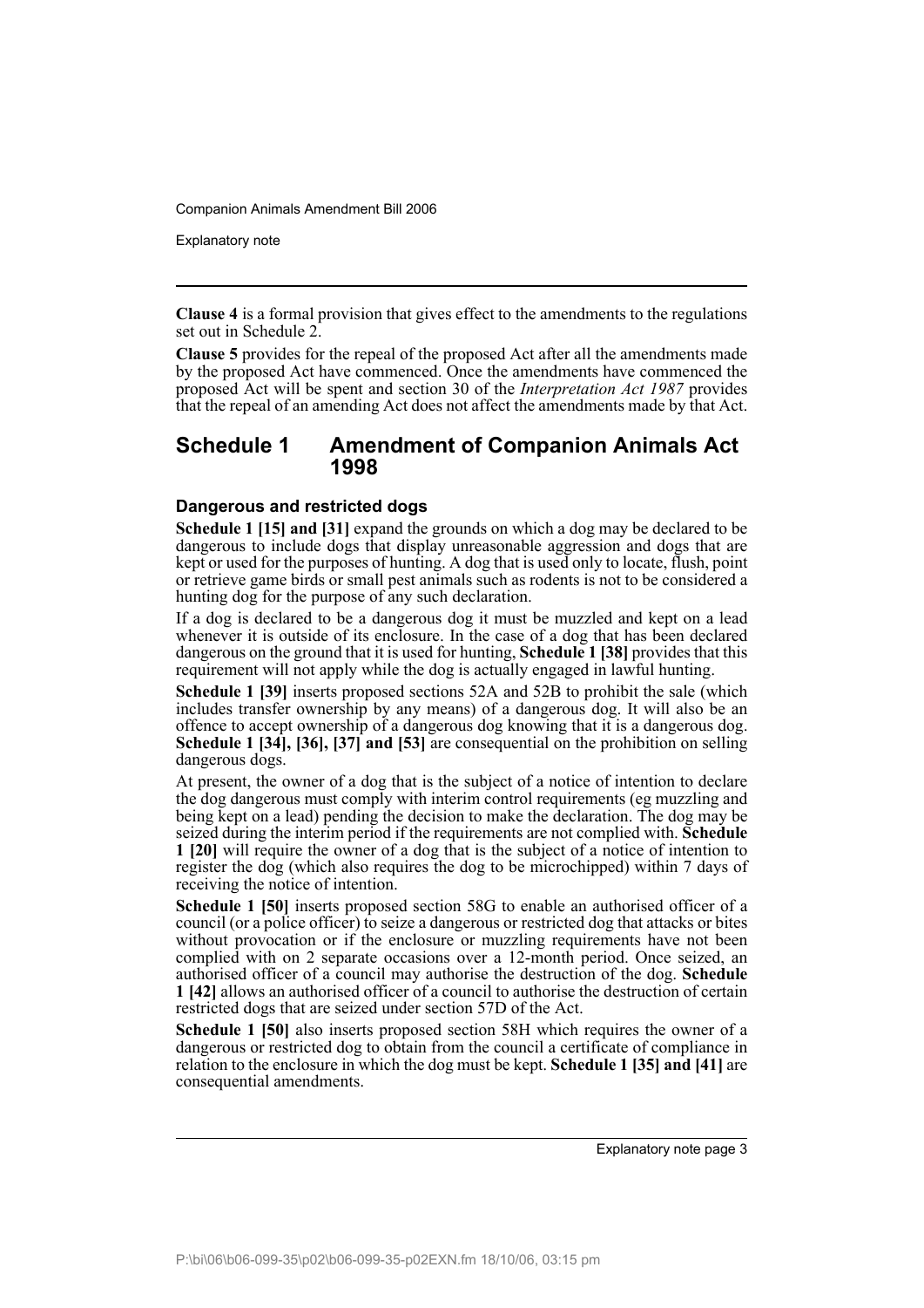**Clause 4** is a formal provision that gives effect to the amendments to the regulations set out in Schedule 2.

**Clause 5** provides for the repeal of the proposed Act after all the amendments made by the proposed Act have commenced. Once the amendments have commenced the proposed Act will be spent and section 30 of the *Interpretation Act 1987* provides that the repeal of an amending Act does not affect the amendments made by that Act.

## Schedule 1 Amendment of Companion Animals Act 1998

### Dangerous and restricted dogs

**Schedule 1 [15] and [31]** expand the grounds on which a dog may be declared to be dangerous to include dogs that display unreasonable aggression and dogs that are kept or used for the purposes of hunting. A dog that is used only to locate, flush, point or retrieve game birds or small pest animals such as rodents is not to be considered a hunting dog for the purpose of any such declaration.

If a dog is declared to be a dangerous dog it must be muzzled and kept on a lead whenever it is outside of its enclosure. In the case of a dog that has been declared dangerous on the ground that it is used for hunting, **Schedule 1 [38]** provides that this requirement will not apply while the dog is actually engaged in lawful hunting.

**Schedule 1 [39]** inserts proposed sections 52A and 52B to prohibit the sale (which includes transfer ownership by any means) of a dangerous dog. It will also be an offence to accept ownership of a dangerous dog knowing that it is a dangerous dog. **Schedule 1 [34], [36], [37] and [53]** are consequential on the prohibition on selling dangerous dogs.

At present, the owner of a dog that is the subject of a notice of intention to declare the dog dangerous must comply with interim control requirements (eg muzzling and being kept on a lead) pending the decision to make the declaration. The dog may be seized during the interim period if the requirements are not complied with. **Schedule 1 [20]** will require the owner of a dog that is the subject of a notice of intention to register the dog (which also requires the dog to be microchipped) within 7 days of receiving the notice of intention.

**Schedule 1 [50]** inserts proposed section 58G to enable an authorised officer of a council (or a police officer) to seize a dangerous or restricted dog that attacks or bites without provocation or if the enclosure or muzzling requirements have not been complied with on 2 separate occasions over a 12-month period. Once seized, an authorised officer of a council may authorise the destruction of the dog. **Schedule 1 [42]** allows an authorised officer of a council to authorise the destruction of certain restricted dogs that are seized under section 57D of the Act.

**Schedule 1 [50]** also inserts proposed section 58H which requires the owner of a dangerous or restricted dog to obtain from the council a certificate of compliance in relation to the enclosure in which the dog must be kept. **Schedule 1 [35] and [41]** are consequential amendments.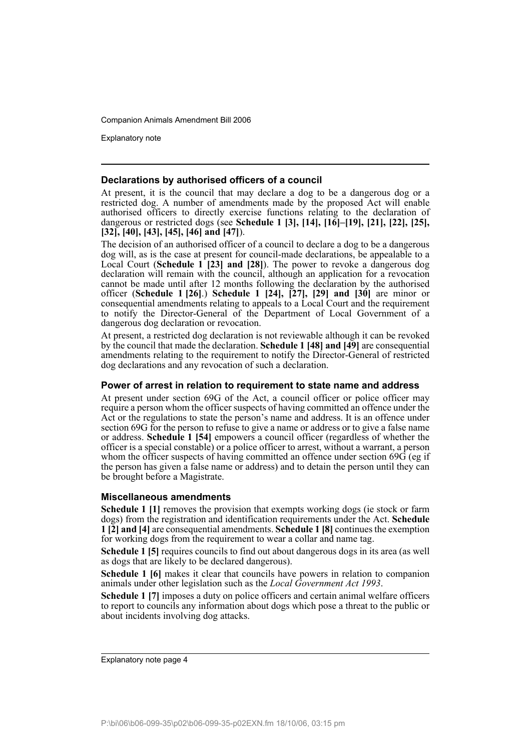### Declarations by authorised officers of a council

At present, it is the council that may declare a dog to be a dangerous dog or a restricted dog. A number of amendments made by the proposed Act will enable authorised officers to directly exercise functions relating to the declaration of dangerous or restricted dogs (see **Schedule 1 [3], [14], [16]–[19], [21], [22], [25], [32], [40], [43], [45], [46] and [47]**).

The decision of an authorised officer of a council to declare a dog to be a dangerous dog will, as is the case at present for council-made declarations, be appealable to a Local Court (**Schedule 1 [23] and [28]**). The power to revoke a dangerous dog declaration will remain with the council, although an application for a revocation cannot be made until after 12 months following the declaration by the authorised officer (**Schedule 1 [26]**.) **Schedule 1 [24], [27], [29] and [30]** are minor or consequential amendments relating to appeals to a Local Court and the requirement to notify the Director-General of the Department of Local Government of a dangerous dog declaration or revocation.

At present, a restricted dog declaration is not reviewable although it can be revoked by the council that made the declaration. **Schedule 1 [48] and [49]** are consequential amendments relating to the requirement to notify the Director-General of restricted dog declarations and any revocation of such a declaration.

### Power of arrest in relation to requirement to state name and address

At present under section 69G of the Act, a council officer or police officer may require a person whom the officer suspects of having committed an offence under the Act or the regulations to state the person's name and address. It is an offence under section 69G for the person to refuse to give a name or address or to give a false name or address. **Schedule 1 [54]** empowers a council officer (regardless of whether the officer is a special constable) or a police officer to arrest, without a warrant, a person whom the officer suspects of having committed an offence under section 69G (eg if the person has given a false name or address) and to detain the person until they can be brought before a Magistrate.

### Miscellaneous amendments

**Schedule 1 [1]** removes the provision that exempts working dogs (ie stock or farm dogs) from the registration and identification requirements under the Act. **Schedule 1 [2] and [4]** are consequential amendments. **Schedule 1 [8]** continues the exemption for working dogs from the requirement to wear a collar and name tag.

**Schedule 1 [5]** requires councils to find out about dangerous dogs in its area (as well as dogs that are likely to be declared dangerous).

**Schedule 1 [6]** makes it clear that councils have powers in relation to companion animals under other legislation such as the *Local Government Act 1993*.

**Schedule 1 [7]** imposes a duty on police officers and certain animal welfare officers to report to councils any information about dogs which pose a threat to the public or about incidents involving dog attacks.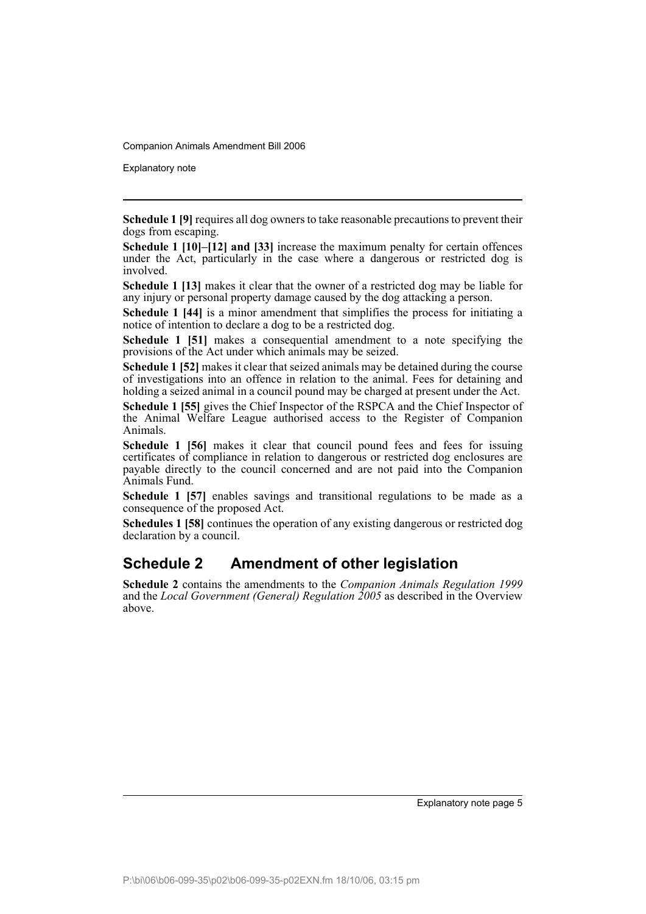**Schedule 1 [9]** requires all dog owners to take reasonable precautions to prevent their dogs from escaping.

**Schedule 1 [10]–[12] and [33]** increase the maximum penalty for certain offences under the Act, particularly in the case where a dangerous or restricted dog is involved.

**Schedule 1 [13]** makes it clear that the owner of a restricted dog may be liable for any injury or personal property damage caused by the dog attacking a person.

**Schedule 1 [44]** is a minor amendment that simplifies the process for initiating a notice of intention to declare a dog to be a restricted dog.

**Schedule 1 [51]** makes a consequential amendment to a note specifying the provisions of the Act under which animals may be seized.

**Schedule 1 [52]** makes it clear that seized animals may be detained during the course of investigations into an offence in relation to the animal. Fees for detaining and holding a seized animal in a council pound may be charged at present under the Act.

**Schedule 1 [55]** gives the Chief Inspector of the RSPCA and the Chief Inspector of the Animal Welfare League authorised access to the Register of Companion Animals.

**Schedule 1 [56]** makes it clear that council pound fees and fees for issuing certificates of compliance in relation to dangerous or restricted dog enclosures are payable directly to the council concerned and are not paid into the Companion Animals Fund.

**Schedule 1 [57]** enables savings and transitional regulations to be made as a consequence of the proposed Act.

**Schedules 1 [58]** continues the operation of any existing dangerous or restricted dog declaration by a council.

## Schedule 2 Amendment of other legislation

**Schedule 2** contains the amendments to the *Companion Animals Regulation 1999* and the *Local Government (General) Regulation 2005* as described in the Overview above.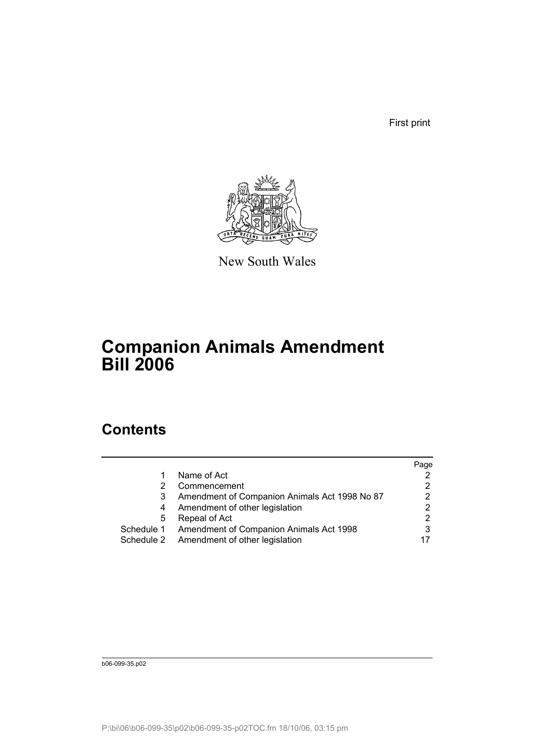First print

New South Wales

# Companion Animals Amendment Bill 2006

## Contents

| | | Page |
|---|---|---|
| 1 | Name of Act | 2 |
| 2 | Commencement | 2 |
| 3 | Amendment of Companion Animals Act 1998 No 87 | 2 |
| 4 | Amendment of other legislation | 2 |
| 5 | Repeal of Act | 2 |
| Schedule 1 | Amendment of Companion Animals Act 1998 | 3 |
| Schedule 2 | Amendment of other legislation | 17 |

b06-099-35.p02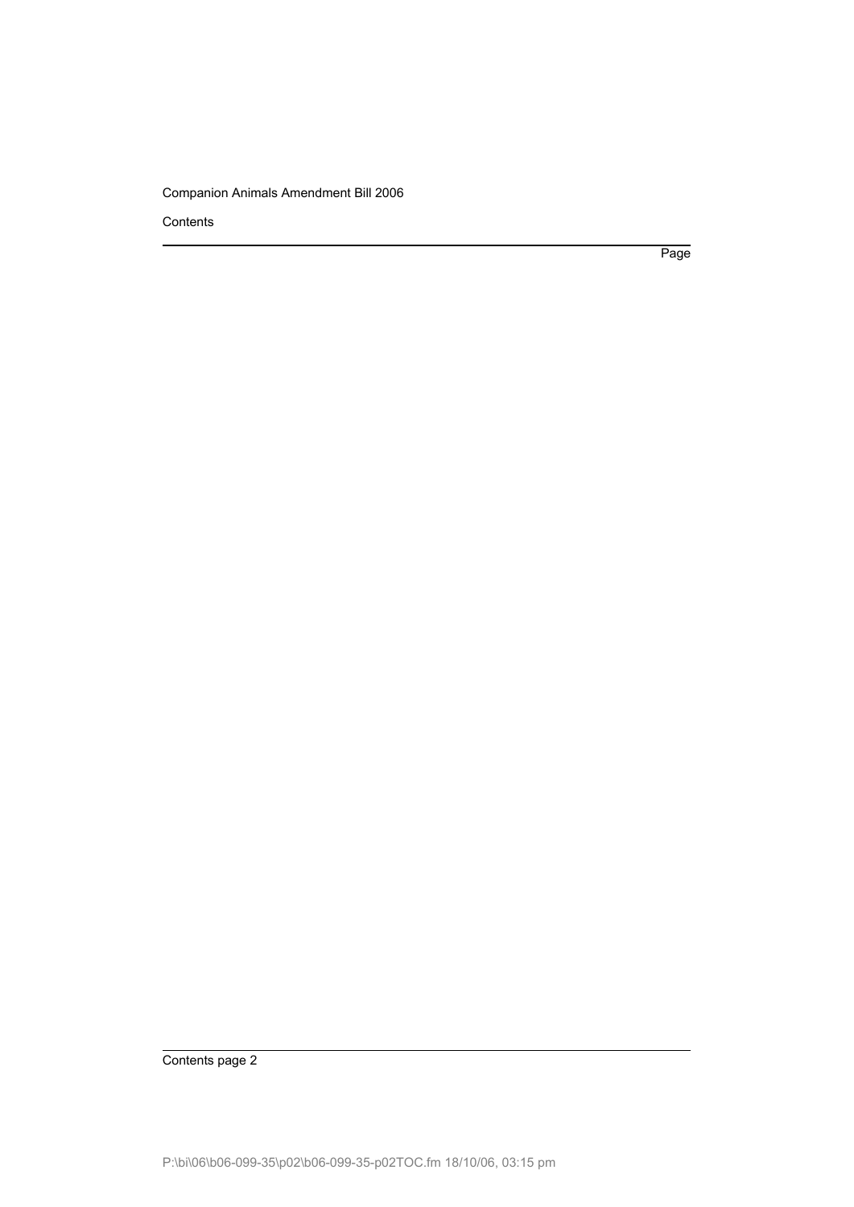Contents

Page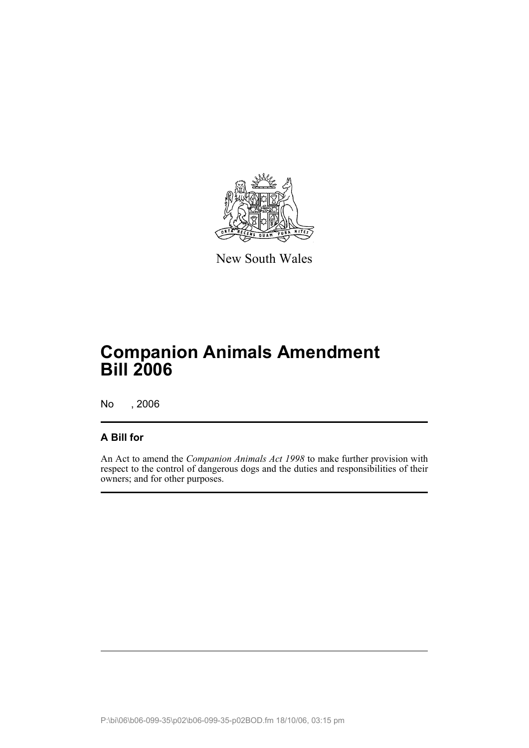New South Wales

# Companion Animals Amendment Bill 2006

No , 2006

## A Bill for

An Act to amend the *Companion Animals Act 1998* to make further provision with respect to the control of dangerous dogs and the duties and responsibilities of their owners; and for other purposes.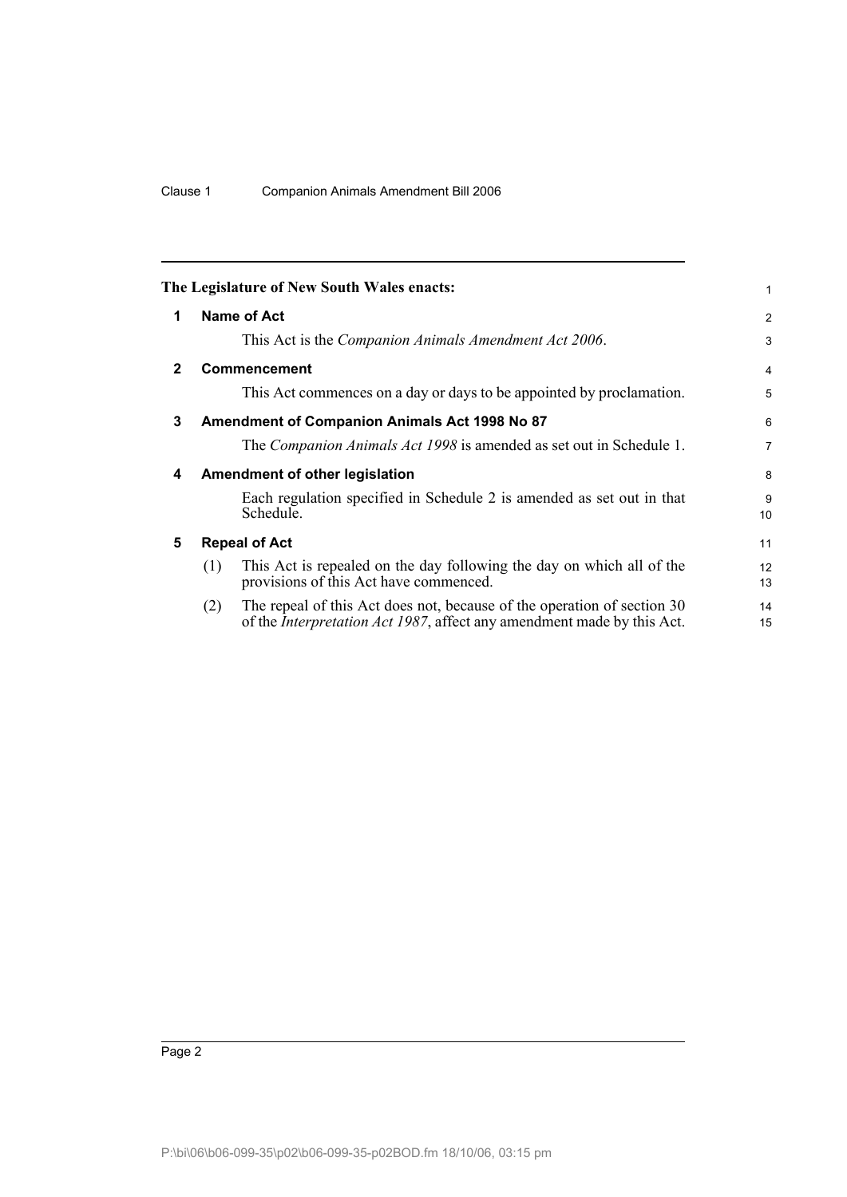**The Legislature of New South Wales enacts:**

## 1 Name of Act

This Act is the *Companion Animals Amendment Act 2006*.

## 2 Commencement

This Act commences on a day or days to be appointed by proclamation.

## 3 Amendment of Companion Animals Act 1998 No 87

The *Companion Animals Act 1998* is amended as set out in Schedule 1.

## 4 Amendment of other legislation

Each regulation specified in Schedule 2 is amended as set out in that Schedule.

## 5 Repeal of Act

(1) This Act is repealed on the day following the day on which all of the provisions of this Act have commenced.

(2) The repeal of this Act does not, because of the operation of section 30 of the *Interpretation Act 1987*, affect any amendment made by this Act.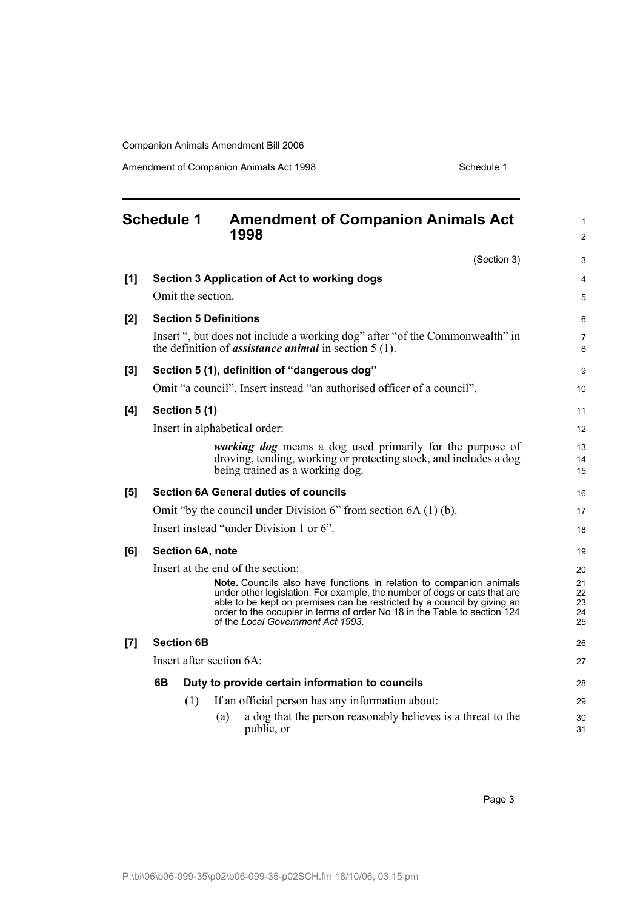## Schedule 1 Amendment of Companion Animals Act 1998

(Section 3)

**[1] Section 3 Application of Act to working dogs**

Omit the section.

**[2] Section 5 Definitions**

Insert ", but does not include a working dog" after "of the Commonwealth" in the definition of ***assistance animal*** in section 5 (1).

**[3] Section 5 (1), definition of "dangerous dog"**

Omit "a council". Insert instead "an authorised officer of a council".

**[4] Section 5 (1)**

Insert in alphabetical order:

> ***working dog*** means a dog used primarily for the purpose of droving, tending, working or protecting stock, and includes a dog being trained as a working dog.

**[5] Section 6A General duties of councils**

Omit "by the council under Division 6" from section 6A (1) (b).

Insert instead "under Division 1 or 6".

**[6] Section 6A, note**

Insert at the end of the section:

> **Note.** Councils also have functions in relation to companion animals under other legislation. For example, the number of dogs or cats that are able to be kept on premises can be restricted by a council by giving an order to the occupier in terms of order No 18 in the Table to section 124 of the *Local Government Act 1993*.

**[7] Section 6B**

Insert after section 6A:

**6B Duty to provide certain information to councils**

(1) If an official person has any information about:

(a) a dog that the person reasonably believes is a threat to the public, or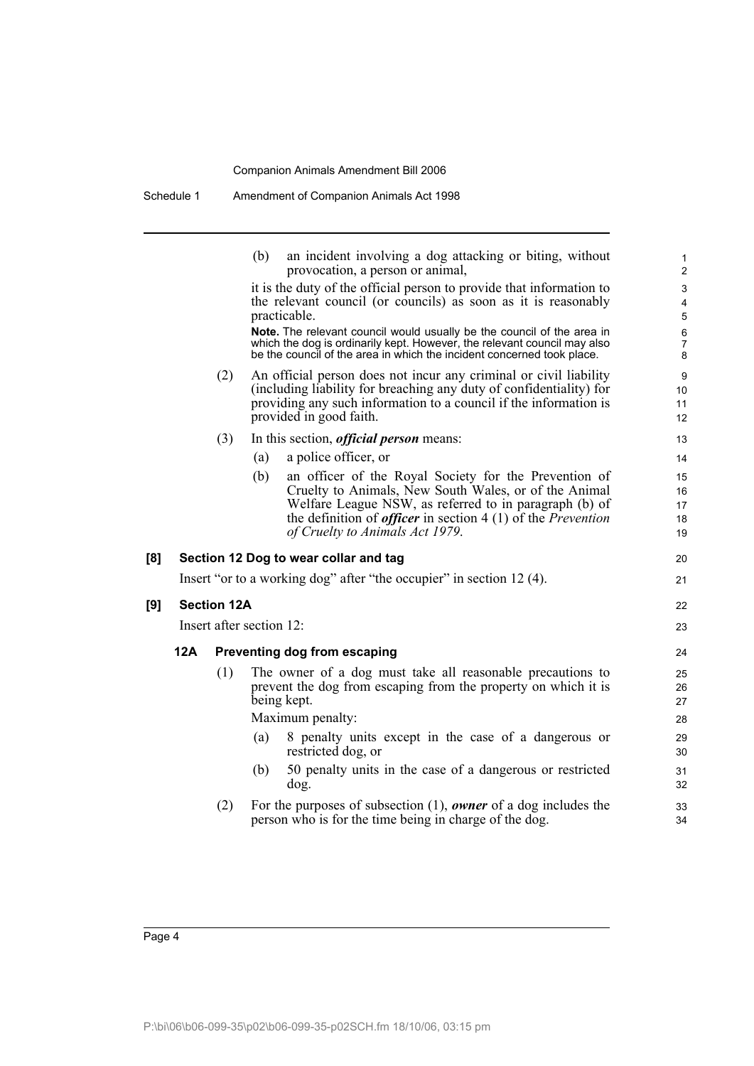(b) an incident involving a dog attacking or biting, without provocation, a person or animal,

it is the duty of the official person to provide that information to the relevant council (or councils) as soon as it is reasonably practicable.

**Note.** The relevant council would usually be the council of the area in which the dog is ordinarily kept. However, the relevant council may also be the council of the area in which the incident concerned took place.

(2) An official person does not incur any criminal or civil liability (including liability for breaching any duty of confidentiality) for providing any such information to a council if the information is provided in good faith.

(3) In this section, ***official person*** means:

(a) a police officer, or

(b) an officer of the Royal Society for the Prevention of Cruelty to Animals, New South Wales, or of the Animal Welfare League NSW, as referred to in paragraph (b) of the definition of ***officer*** in section 4 (1) of the *Prevention of Cruelty to Animals Act 1979*.

### [8] Section 12 Dog to wear collar and tag

Insert "or to a working dog" after "the occupier" in section 12 (4).

### [9] Section 12A

Insert after section 12:

#### 12A Preventing dog from escaping

(1) The owner of a dog must take all reasonable precautions to prevent the dog from escaping from the property on which it is being kept.

Maximum penalty:

(a) 8 penalty units except in the case of a dangerous or restricted dog, or

(b) 50 penalty units in the case of a dangerous or restricted dog.

(2) For the purposes of subsection (1), ***owner*** of a dog includes the person who is for the time being in charge of the dog.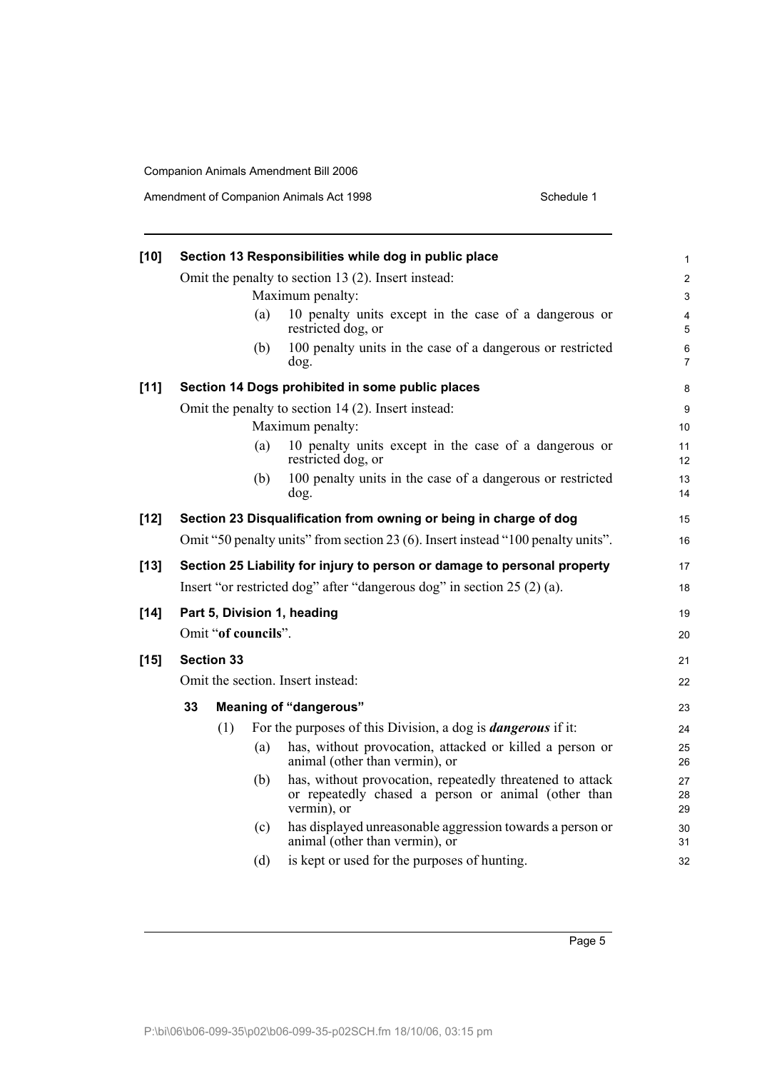**[10] Section 13 Responsibilities while dog in public place**

Omit the penalty to section 13 (2). Insert instead:

Maximum penalty:

(a) 10 penalty units except in the case of a dangerous or restricted dog, or

(b) 100 penalty units in the case of a dangerous or restricted dog.

**[11] Section 14 Dogs prohibited in some public places**

Omit the penalty to section 14 (2). Insert instead:

Maximum penalty:

(a) 10 penalty units except in the case of a dangerous or restricted dog, or

(b) 100 penalty units in the case of a dangerous or restricted dog.

**[12] Section 23 Disqualification from owning or being in charge of dog**

Omit "50 penalty units" from section 23 (6). Insert instead "100 penalty units".

**[13] Section 25 Liability for injury to person or damage to personal property**

Insert "or restricted dog" after "dangerous dog" in section 25 (2) (a).

**[14] Part 5, Division 1, heading**

Omit "**of councils**".

**[15] Section 33**

Omit the section. Insert instead:

**33 Meaning of "dangerous"**

(1) For the purposes of this Division, a dog is ***dangerous*** if it:

(a) has, without provocation, attacked or killed a person or animal (other than vermin), or

(b) has, without provocation, repeatedly threatened to attack or repeatedly chased a person or animal (other than vermin), or

(c) has displayed unreasonable aggression towards a person or animal (other than vermin), or

(d) is kept or used for the purposes of hunting.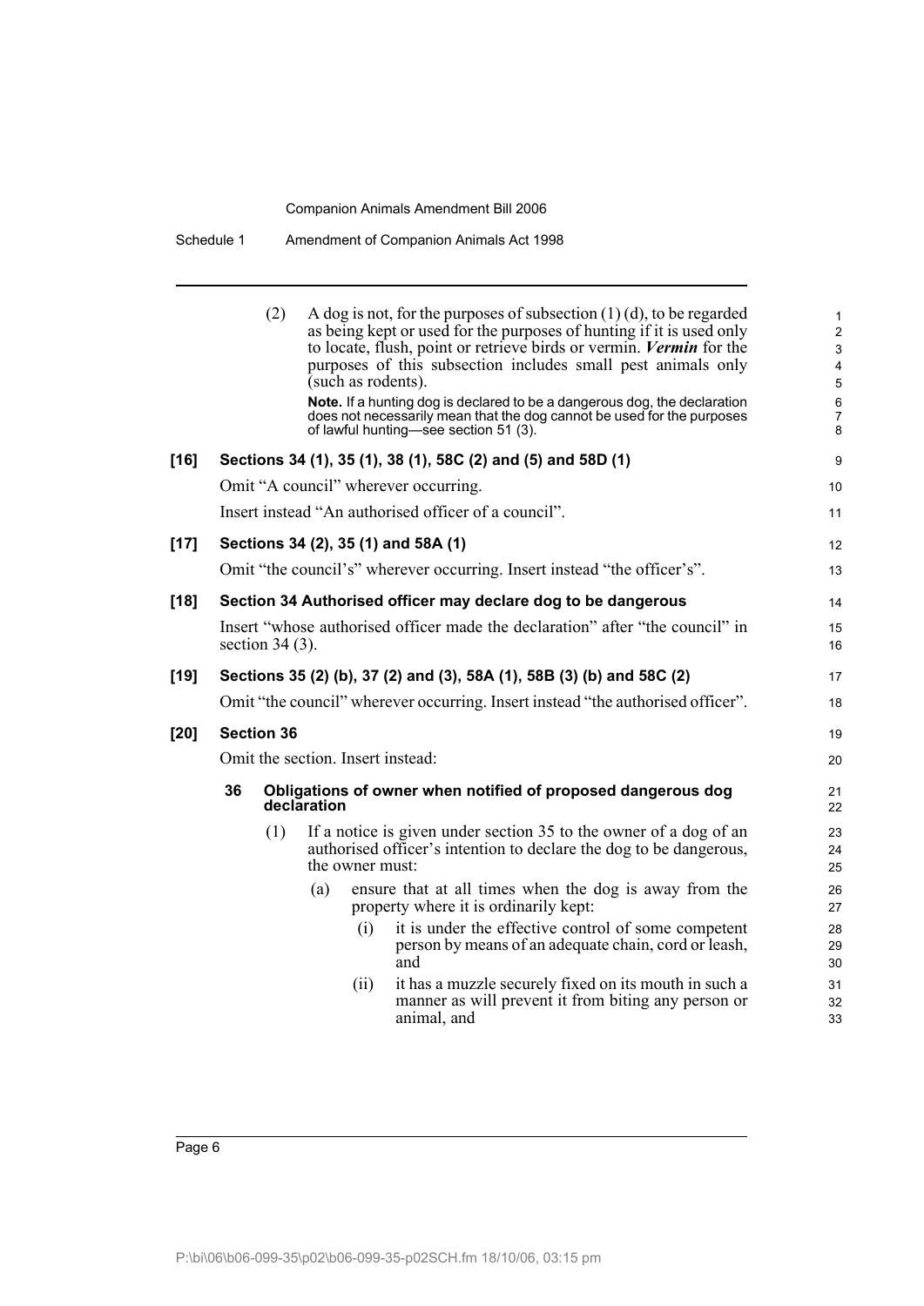(2) A dog is not, for the purposes of subsection (1) (d), to be regarded as being kept or used for the purposes of hunting if it is used only to locate, flush, point or retrieve birds or vermin. ***Vermin*** for the purposes of this subsection includes small pest animals only (such as rodents).

**Note.** If a hunting dog is declared to be a dangerous dog, the declaration does not necessarily mean that the dog cannot be used for the purposes of lawful hunting—see section 51 (3).

### [16] Sections 34 (1), 35 (1), 38 (1), 58C (2) and (5) and 58D (1)

Omit "A council" wherever occurring.

Insert instead "An authorised officer of a council".

### [17] Sections 34 (2), 35 (1) and 58A (1)

Omit "the council's" wherever occurring. Insert instead "the officer's".

### [18] Section 34 Authorised officer may declare dog to be dangerous

Insert "whose authorised officer made the declaration" after "the council" in section 34 (3).

### [19] Sections 35 (2) (b), 37 (2) and (3), 58A (1), 58B (3) (b) and 58C (2)

Omit "the council" wherever occurring. Insert instead "the authorised officer".

### [20] Section 36

Omit the section. Insert instead:

**36 Obligations of owner when notified of proposed dangerous dog declaration**

(1) If a notice is given under section 35 to the owner of a dog of an authorised officer's intention to declare the dog to be dangerous, the owner must:

(a) ensure that at all times when the dog is away from the property where it is ordinarily kept:

(i) it is under the effective control of some competent person by means of an adequate chain, cord or leash, and

(ii) it has a muzzle securely fixed on its mouth in such a manner as will prevent it from biting any person or animal, and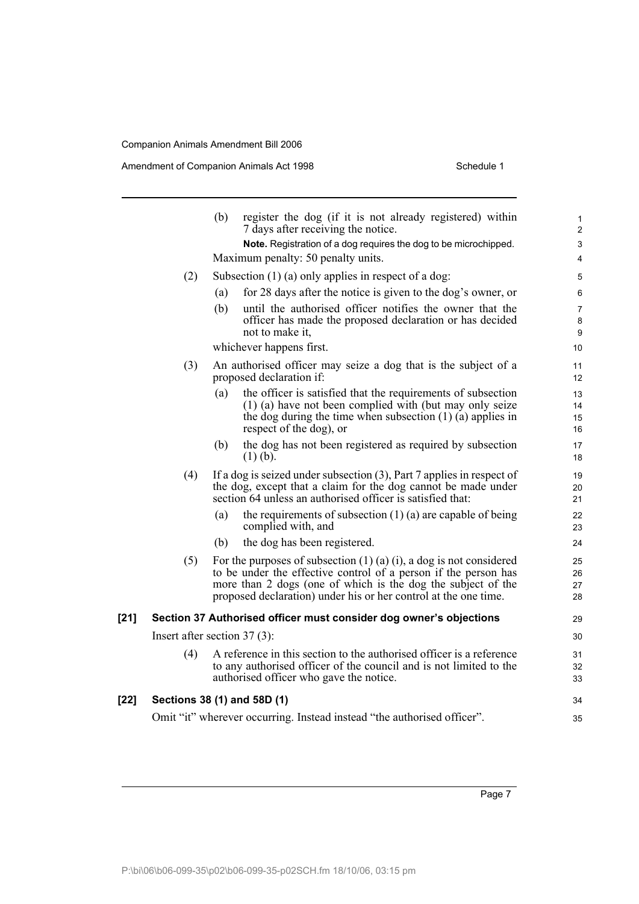(b) register the dog (if it is not already registered) within 7 days after receiving the notice.

**Note.** Registration of a dog requires the dog to be microchipped.

Maximum penalty: 50 penalty units.

(2) Subsection (1) (a) only applies in respect of a dog:

(a) for 28 days after the notice is given to the dog's owner, or

(b) until the authorised officer notifies the owner that the officer has made the proposed declaration or has decided not to make it,

whichever happens first.

(3) An authorised officer may seize a dog that is the subject of a proposed declaration if:

(a) the officer is satisfied that the requirements of subsection (1) (a) have not been complied with (but may only seize the dog during the time when subsection (1) (a) applies in respect of the dog), or

(b) the dog has not been registered as required by subsection (1) (b).

(4) If a dog is seized under subsection (3), Part 7 applies in respect of the dog, except that a claim for the dog cannot be made under section 64 unless an authorised officer is satisfied that:

(a) the requirements of subsection (1) (a) are capable of being complied with, and

(b) the dog has been registered.

(5) For the purposes of subsection (1) (a) (i), a dog is not considered to be under the effective control of a person if the person has more than 2 dogs (one of which is the dog the subject of the proposed declaration) under his or her control at the one time.

**[21] Section 37 Authorised officer must consider dog owner's objections**

Insert after section 37 (3):

(4) A reference in this section to the authorised officer is a reference to any authorised officer of the council and is not limited to the authorised officer who gave the notice.

**[22] Sections 38 (1) and 58D (1)**

Omit "it" wherever occurring. Instead instead "the authorised officer".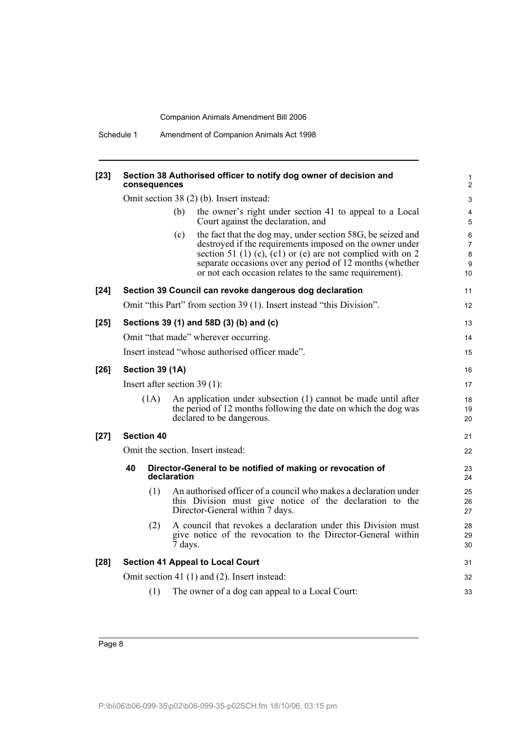**[23] Section 38 Authorised officer to notify dog owner of decision and consequences**

Omit section 38 (2) (b). Insert instead:

(b) the owner's right under section 41 to appeal to a Local Court against the declaration, and

(c) the fact that the dog may, under section 58G, be seized and destroyed if the requirements imposed on the owner under section 51 (1) (c), (c1) or (e) are not complied with on 2 separate occasions over any period of 12 months (whether or not each occasion relates to the same requirement).

**[24] Section 39 Council can revoke dangerous dog declaration**

Omit "this Part" from section 39 (1). Insert instead "this Division".

**[25] Sections 39 (1) and 58D (3) (b) and (c)**

Omit "that made" wherever occurring.

Insert instead "whose authorised officer made".

**[26] Section 39 (1A)**

Insert after section 39 (1):

(1A) An application under subsection (1) cannot be made until after the period of 12 months following the date on which the dog was declared to be dangerous.

**[27] Section 40**

Omit the section. Insert instead:

**40 Director-General to be notified of making or revocation of declaration**

(1) An authorised officer of a council who makes a declaration under this Division must give notice of the declaration to the Director-General within 7 days.

(2) A council that revokes a declaration under this Division must give notice of the revocation to the Director-General within 7 days.

**[28] Section 41 Appeal to Local Court**

Omit section 41 (1) and (2). Insert instead:

(1) The owner of a dog can appeal to a Local Court: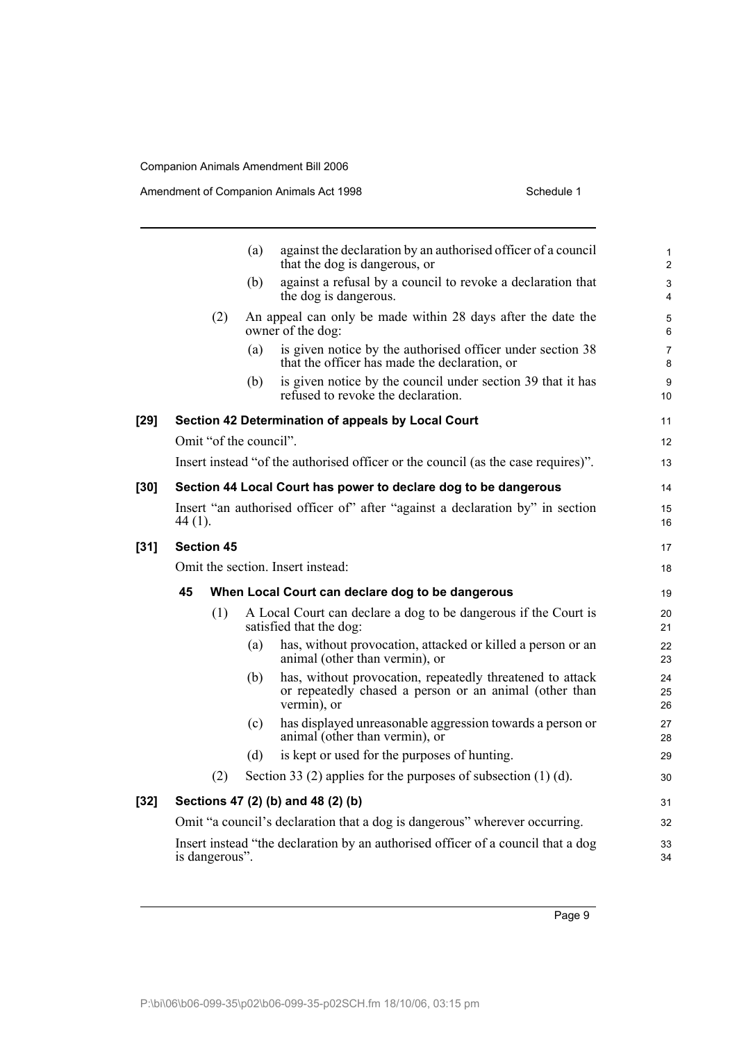(a) against the declaration by an authorised officer of a council that the dog is dangerous, or

(b) against a refusal by a council to revoke a declaration that the dog is dangerous.

(2) An appeal can only be made within 28 days after the date the owner of the dog:

(a) is given notice by the authorised officer under section 38 that the officer has made the declaration, or

(b) is given notice by the council under section 39 that it has refused to revoke the declaration.

**[29] Section 42 Determination of appeals by Local Court**

Omit "of the council".

Insert instead "of the authorised officer or the council (as the case requires)".

**[30] Section 44 Local Court has power to declare dog to be dangerous**

Insert "an authorised officer of" after "against a declaration by" in section 44 (1).

**[31] Section 45**

Omit the section. Insert instead:

**45 When Local Court can declare dog to be dangerous**

(1) A Local Court can declare a dog to be dangerous if the Court is satisfied that the dog:

(a) has, without provocation, attacked or killed a person or an animal (other than vermin), or

(b) has, without provocation, repeatedly threatened to attack or repeatedly chased a person or an animal (other than vermin), or

(c) has displayed unreasonable aggression towards a person or animal (other than vermin), or

(d) is kept or used for the purposes of hunting.

(2) Section 33 (2) applies for the purposes of subsection (1) (d).

**[32] Sections 47 (2) (b) and 48 (2) (b)**

Omit "a council's declaration that a dog is dangerous" wherever occurring.

Insert instead "the declaration by an authorised officer of a council that a dog is dangerous".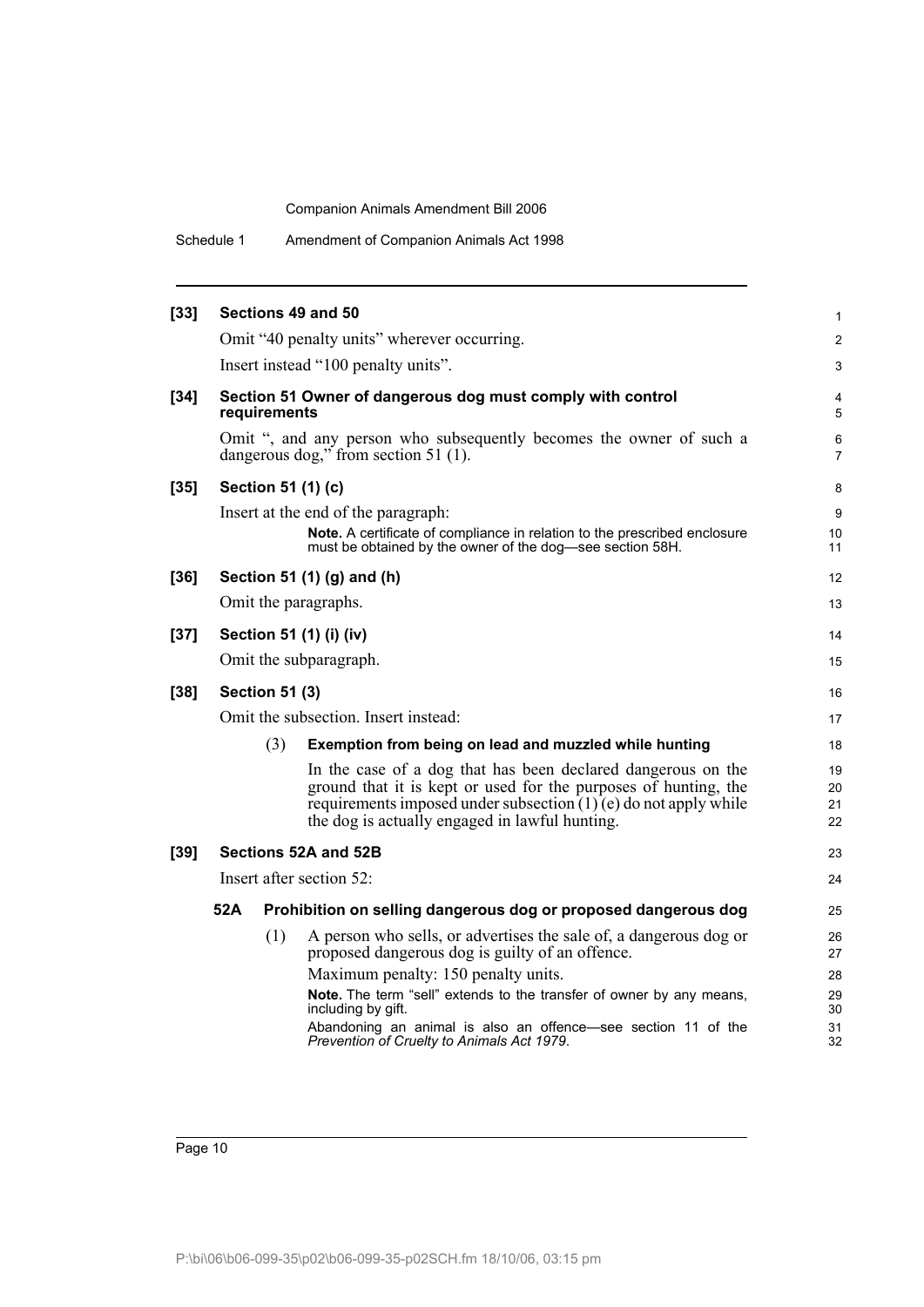**[33] Sections 49 and 50**

Omit "40 penalty units" wherever occurring.

Insert instead "100 penalty units".

**[34] Section 51 Owner of dangerous dog must comply with control requirements**

Omit ", and any person who subsequently becomes the owner of such a dangerous dog," from section 51 (1).

**[35] Section 51 (1) (c)**

Insert at the end of the paragraph:

> **Note.** A certificate of compliance in relation to the prescribed enclosure must be obtained by the owner of the dog—see section 58H.

**[36] Section 51 (1) (g) and (h)**

Omit the paragraphs.

**[37] Section 51 (1) (i) (iv)**

Omit the subparagraph.

**[38] Section 51 (3)**

Omit the subsection. Insert instead:

(3) **Exemption from being on lead and muzzled while hunting**

In the case of a dog that has been declared dangerous on the ground that it is kept or used for the purposes of hunting, the requirements imposed under subsection (1) (e) do not apply while the dog is actually engaged in lawful hunting.

**[39] Sections 52A and 52B**

Insert after section 52:

**52A Prohibition on selling dangerous dog or proposed dangerous dog**

(1) A person who sells, or advertises the sale of, a dangerous dog or proposed dangerous dog is guilty of an offence.

Maximum penalty: 150 penalty units.

> **Note.** The term "sell" extends to the transfer of owner by any means, including by gift.
>
> Abandoning an animal is also an offence—see section 11 of the *Prevention of Cruelty to Animals Act 1979*.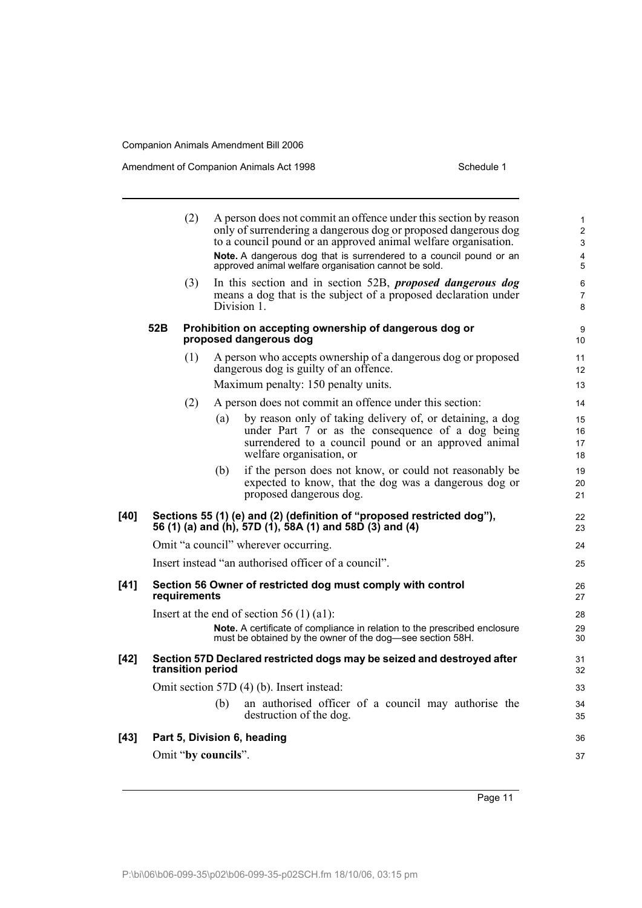(2) A person does not commit an offence under this section by reason only of surrendering a dangerous dog or proposed dangerous dog to a council pound or an approved animal welfare organisation.

**Note.** A dangerous dog that is surrendered to a council pound or an approved animal welfare organisation cannot be sold.

(3) In this section and in section 52B, ***proposed dangerous dog*** means a dog that is the subject of a proposed declaration under Division 1.

**52B Prohibition on accepting ownership of dangerous dog or proposed dangerous dog**

(1) A person who accepts ownership of a dangerous dog or proposed dangerous dog is guilty of an offence.

Maximum penalty: 150 penalty units.

(2) A person does not commit an offence under this section:

(a) by reason only of taking delivery of, or detaining, a dog under Part 7 or as the consequence of a dog being surrendered to a council pound or an approved animal welfare organisation, or

(b) if the person does not know, or could not reasonably be expected to know, that the dog was a dangerous dog or proposed dangerous dog.

**[40] Sections 55 (1) (e) and (2) (definition of "proposed restricted dog"), 56 (1) (a) and (h), 57D (1), 58A (1) and 58D (3) and (4)**

Omit "a council" wherever occurring.

Insert instead "an authorised officer of a council".

**[41] Section 56 Owner of restricted dog must comply with control requirements**

Insert at the end of section 56 (1) (a1):

**Note.** A certificate of compliance in relation to the prescribed enclosure must be obtained by the owner of the dog—see section 58H.

**[42] Section 57D Declared restricted dogs may be seized and destroyed after transition period**

Omit section 57D (4) (b). Insert instead:

(b) an authorised officer of a council may authorise the destruction of the dog.

**[43] Part 5, Division 6, heading**

Omit "**by councils**".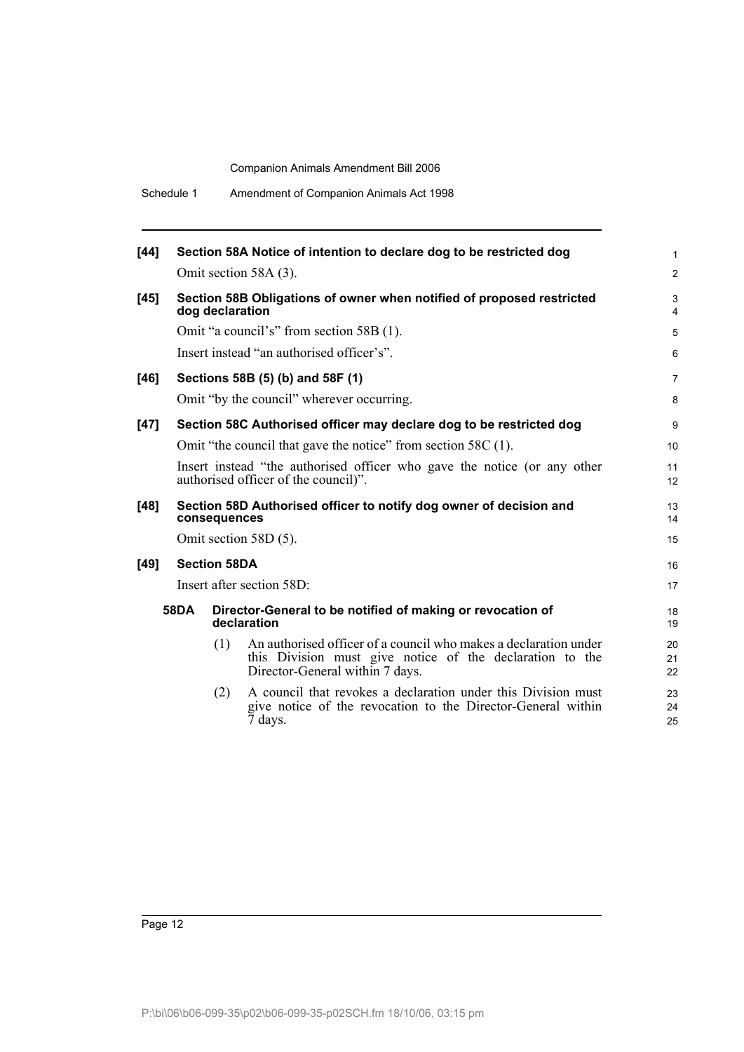**[44] Section 58A Notice of intention to declare dog to be restricted dog**

Omit section 58A (3).

**[45] Section 58B Obligations of owner when notified of proposed restricted dog declaration**

Omit "a council's" from section 58B (1).

Insert instead "an authorised officer's".

**[46] Sections 58B (5) (b) and 58F (1)**

Omit "by the council" wherever occurring.

**[47] Section 58C Authorised officer may declare dog to be restricted dog**

Omit "the council that gave the notice" from section 58C (1).

Insert instead "the authorised officer who gave the notice (or any other authorised officer of the council)".

**[48] Section 58D Authorised officer to notify dog owner of decision and consequences**

Omit section 58D (5).

**[49] Section 58DA**

Insert after section 58D:

**58DA Director-General to be notified of making or revocation of declaration**

(1) An authorised officer of a council who makes a declaration under this Division must give notice of the declaration to the Director-General within 7 days.

(2) A council that revokes a declaration under this Division must give notice of the revocation to the Director-General within 7 days.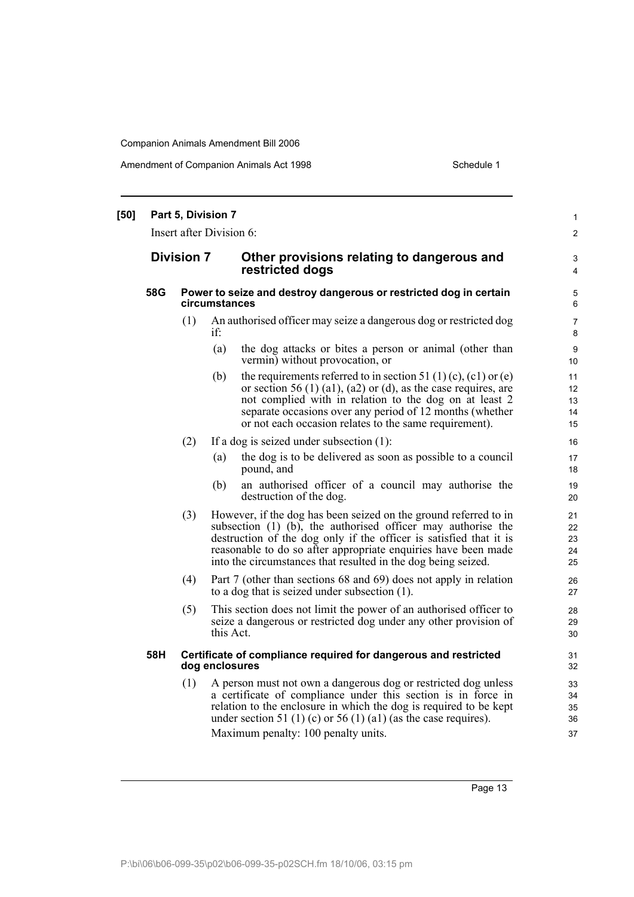**[50] Part 5, Division 7**

Insert after Division 6:

## Division 7 Other provisions relating to dangerous and restricted dogs

### 58G Power to seize and destroy dangerous or restricted dog in certain circumstances

(1) An authorised officer may seize a dangerous dog or restricted dog if:

(a) the dog attacks or bites a person or animal (other than vermin) without provocation, or

(b) the requirements referred to in section 51 (1) (c), (c1) or (e) or section 56 (1) (a1), (a2) or (d), as the case requires, are not complied with in relation to the dog on at least 2 separate occasions over any period of 12 months (whether or not each occasion relates to the same requirement).

(2) If a dog is seized under subsection (1):

(a) the dog is to be delivered as soon as possible to a council pound, and

(b) an authorised officer of a council may authorise the destruction of the dog.

(3) However, if the dog has been seized on the ground referred to in subsection (1) (b), the authorised officer may authorise the destruction of the dog only if the officer is satisfied that it is reasonable to do so after appropriate enquiries have been made into the circumstances that resulted in the dog being seized.

(4) Part 7 (other than sections 68 and 69) does not apply in relation to a dog that is seized under subsection (1).

(5) This section does not limit the power of an authorised officer to seize a dangerous or restricted dog under any other provision of this Act.

### 58H Certificate of compliance required for dangerous and restricted dog enclosures

(1) A person must not own a dangerous dog or restricted dog unless a certificate of compliance under this section is in force in relation to the enclosure in which the dog is required to be kept under section 51 (1) (c) or 56 (1) (a1) (as the case requires).

Maximum penalty: 100 penalty units.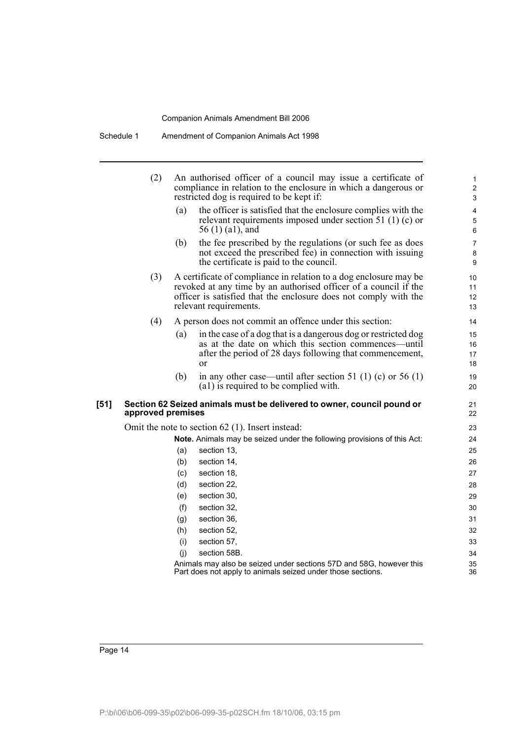(2) An authorised officer of a council may issue a certificate of compliance in relation to the enclosure in which a dangerous or restricted dog is required to be kept if:

- (a) the officer is satisfied that the enclosure complies with the relevant requirements imposed under section 51 (1) (c) or 56 (1) (a1), and
- (b) the fee prescribed by the regulations (or such fee as does not exceed the prescribed fee) in connection with issuing the certificate is paid to the council.

(3) A certificate of compliance in relation to a dog enclosure may be revoked at any time by an authorised officer of a council if the officer is satisfied that the enclosure does not comply with the relevant requirements.

(4) A person does not commit an offence under this section:

- (a) in the case of a dog that is a dangerous dog or restricted dog as at the date on which this section commences—until after the period of 28 days following that commencement, or
- (b) in any other case—until after section 51 (1) (c) or 56 (1) (a1) is required to be complied with.

**[51] Section 62 Seized animals must be delivered to owner, council pound or approved premises**

Omit the note to section 62 (1). Insert instead:

**Note.** Animals may be seized under the following provisions of this Act:

- (a) section 13,
- (b) section 14,
- (c) section 18,
- (d) section 22,
- (e) section 30,
- (f) section 32,
- (g) section 36,
- (h) section 52,
- (i) section 57,
- (j) section 58B.

Animals may also be seized under sections 57D and 58G, however this Part does not apply to animals seized under those sections.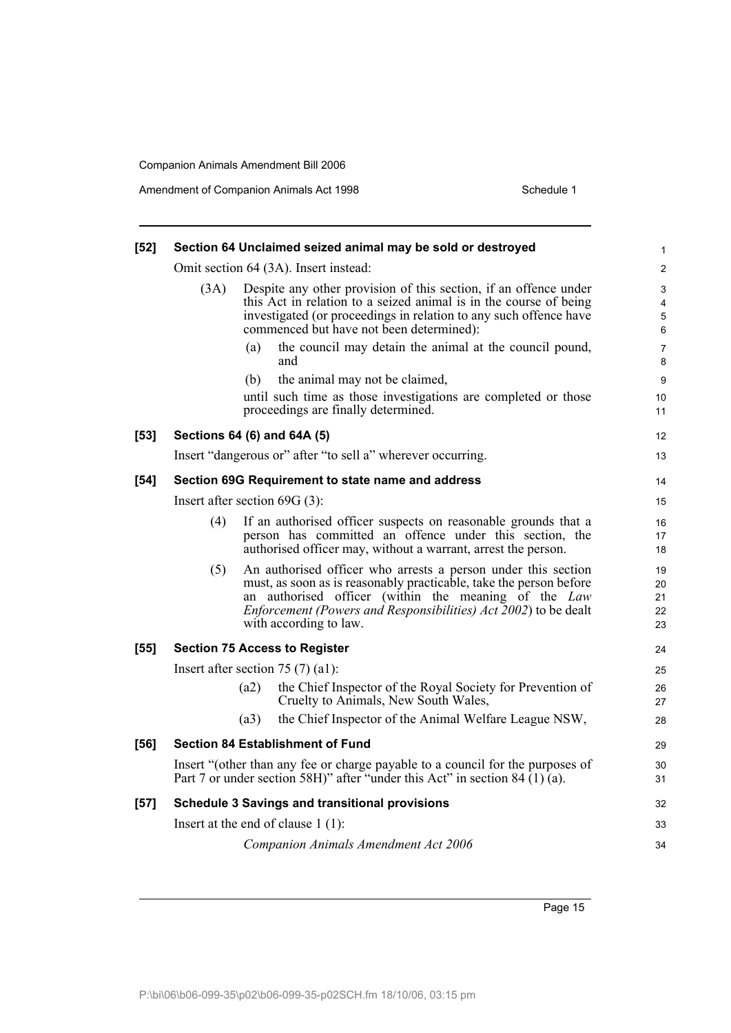**[52] Section 64 Unclaimed seized animal may be sold or destroyed**

Omit section 64 (3A). Insert instead:

(3A) Despite any other provision of this section, if an offence under this Act in relation to a seized animal is in the course of being investigated (or proceedings in relation to any such offence have commenced but have not been determined):

(a) the council may detain the animal at the council pound, and

(b) the animal may not be claimed,

until such time as those investigations are completed or those proceedings are finally determined.

**[53] Sections 64 (6) and 64A (5)**

Insert "dangerous or" after "to sell a" wherever occurring.

**[54] Section 69G Requirement to state name and address**

Insert after section 69G (3):

(4) If an authorised officer suspects on reasonable grounds that a person has committed an offence under this section, the authorised officer may, without a warrant, arrest the person.

(5) An authorised officer who arrests a person under this section must, as soon as is reasonably practicable, take the person before an authorised officer (within the meaning of the *Law Enforcement (Powers and Responsibilities) Act 2002*) to be dealt with according to law.

**[55] Section 75 Access to Register**

Insert after section 75 (7) (a1):

(a2) the Chief Inspector of the Royal Society for Prevention of Cruelty to Animals, New South Wales,

(a3) the Chief Inspector of the Animal Welfare League NSW,

**[56] Section 84 Establishment of Fund**

Insert "(other than any fee or charge payable to a council for the purposes of Part 7 or under section 58H)" after "under this Act" in section 84 (1) (a).

**[57] Schedule 3 Savings and transitional provisions**

Insert at the end of clause 1 (1):

*Companion Animals Amendment Act 2006*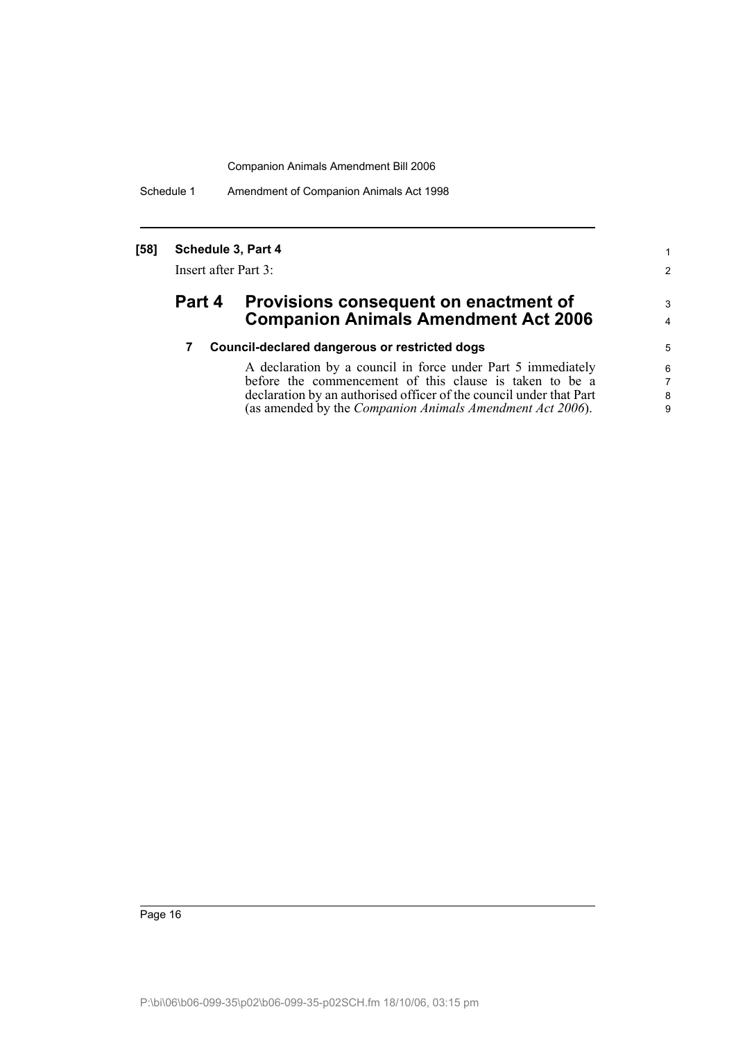**[58] Schedule 3, Part 4**

Insert after Part 3:

## Part 4 Provisions consequent on enactment of Companion Animals Amendment Act 2006

**7 Council-declared dangerous or restricted dogs**

A declaration by a council in force under Part 5 immediately before the commencement of this clause is taken to be a declaration by an authorised officer of the council under that Part (as amended by the *Companion Animals Amendment Act 2006*).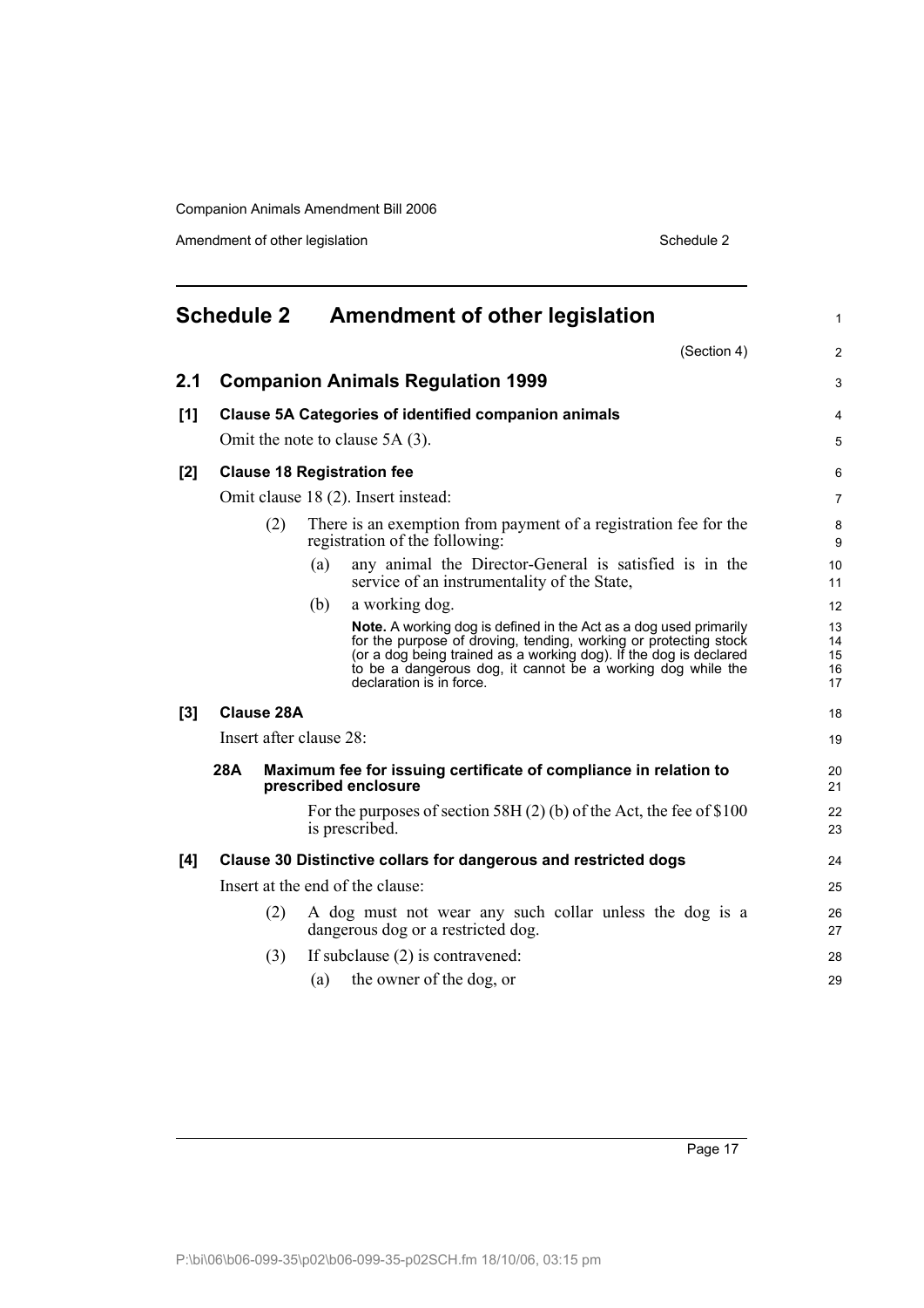## Schedule 2 Amendment of other legislation

(Section 4)

### 2.1 Companion Animals Regulation 1999

**[1] Clause 5A Categories of identified companion animals**

Omit the note to clause 5A (3).

**[2] Clause 18 Registration fee**

Omit clause 18 (2). Insert instead:

(2) There is an exemption from payment of a registration fee for the registration of the following:

(a) any animal the Director-General is satisfied is in the service of an instrumentality of the State,

(b) a working dog.

**Note.** A working dog is defined in the Act as a dog used primarily for the purpose of droving, tending, working or protecting stock (or a dog being trained as a working dog). If the dog is declared to be a dangerous dog, it cannot be a working dog while the declaration is in force.

**[3] Clause 28A**

Insert after clause 28:

**28A Maximum fee for issuing certificate of compliance in relation to prescribed enclosure**

For the purposes of section 58H (2) (b) of the Act, the fee of $100 is prescribed.

**[4] Clause 30 Distinctive collars for dangerous and restricted dogs**

Insert at the end of the clause:

(2) A dog must not wear any such collar unless the dog is a dangerous dog or a restricted dog.

(3) If subclause (2) is contravened:

(a) the owner of the dog, or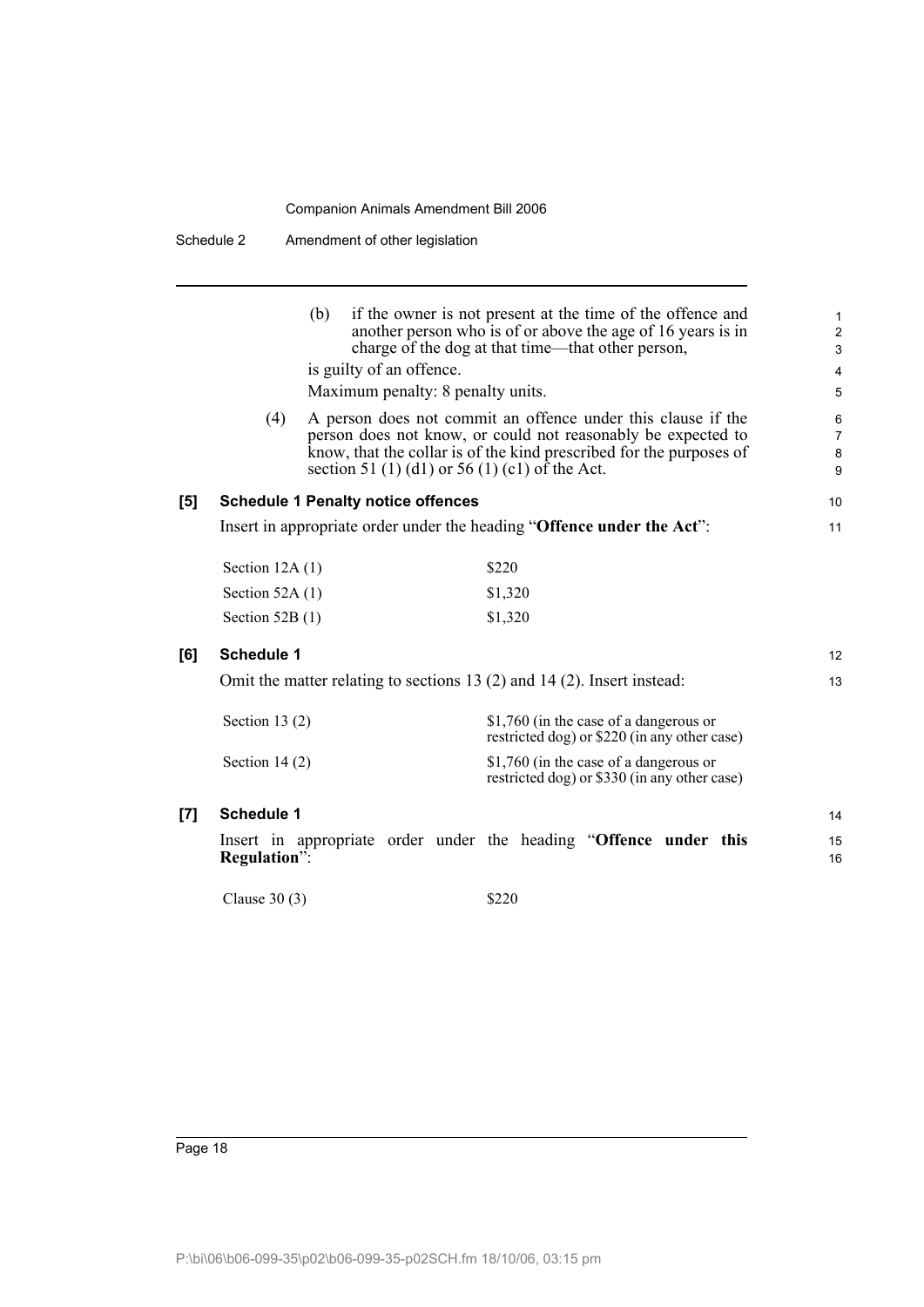(b) if the owner is not present at the time of the offence and another person who is of or above the age of 16 years is in charge of the dog at that time—that other person,

is guilty of an offence.

Maximum penalty: 8 penalty units.

(4) A person does not commit an offence under this clause if the person does not know, or could not reasonably be expected to know, that the collar is of the kind prescribed for the purposes of section 51 (1) (d1) or 56 (1) (c1) of the Act.

**[5] Schedule 1 Penalty notice offences**

Insert in appropriate order under the heading "**Offence under the Act**":

| | |
|---|---|
| Section 12A (1) | $220 |
| Section 52A (1) | $1,320 |
| Section 52B (1) | $1,320 |

**[6] Schedule 1**

Omit the matter relating to sections 13 (2) and 14 (2). Insert instead:

| | |
|---|---|
| Section 13 (2) | $1,760 (in the case of a dangerous or restricted dog) or $220 (in any other case) |
| Section 14 (2) | $1,760 (in the case of a dangerous or restricted dog) or $330 (in any other case) |

**[7] Schedule 1**

Insert in appropriate order under the heading "**Offence under this Regulation**":

| | |
|---|---|
| Clause 30 (3) | $220 |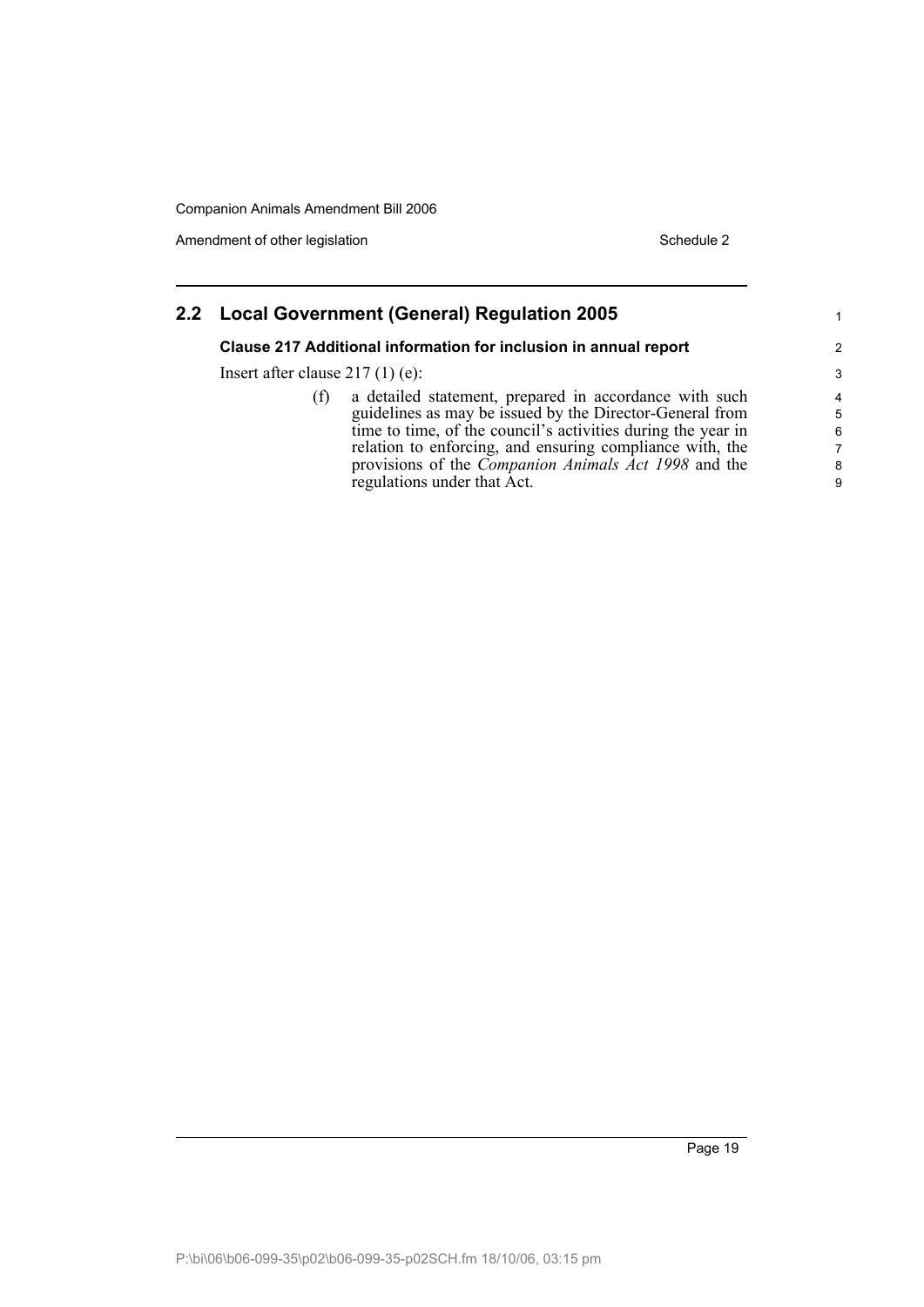## 2.2 Local Government (General) Regulation 2005

### Clause 217 Additional information for inclusion in annual report

Insert after clause 217 (1) (e):

(f) a detailed statement, prepared in accordance with such guidelines as may be issued by the Director-General from time to time, of the council's activities during the year in relation to enforcing, and ensuring compliance with, the provisions of the *Companion Animals Act 1998* and the regulations under that Act.